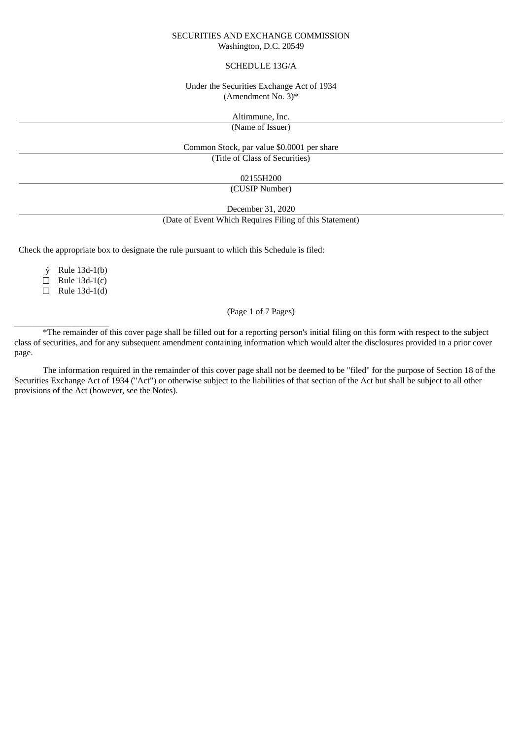SECURITIES AND EXCHANGE COMMISSION
Washington, D.C. 20549

SCHEDULE 13G/A

Under the Securities Exchange Act of 1934
(Amendment No. 3)*

Altimmune, Inc.
(Name of Issuer)

Common Stock, par value $0.0001 per share
(Title of Class of Securities)

02155H200
(CUSIP Number)

December 31, 2020
(Date of Event Which Requires Filing of this Statement)

Check the appropriate box to designate the rule pursuant to which this Schedule is filed:

ý Rule 13d-1(b)
☐ Rule 13d-1(c)
☐ Rule 13d-1(d)

(Page 1 of 7 Pages)

*The remainder of this cover page shall be filled out for a reporting person's initial filing on this form with respect to the subject class of securities, and for any subsequent amendment containing information which would alter the disclosures provided in a prior cover page.

The information required in the remainder of this cover page shall not be deemed to be "filed" for the purpose of Section 18 of the Securities Exchange Act of 1934 ("Act") or otherwise subject to the liabilities of that section of the Act but shall be subject to all other provisions of the Act (however, see the Notes).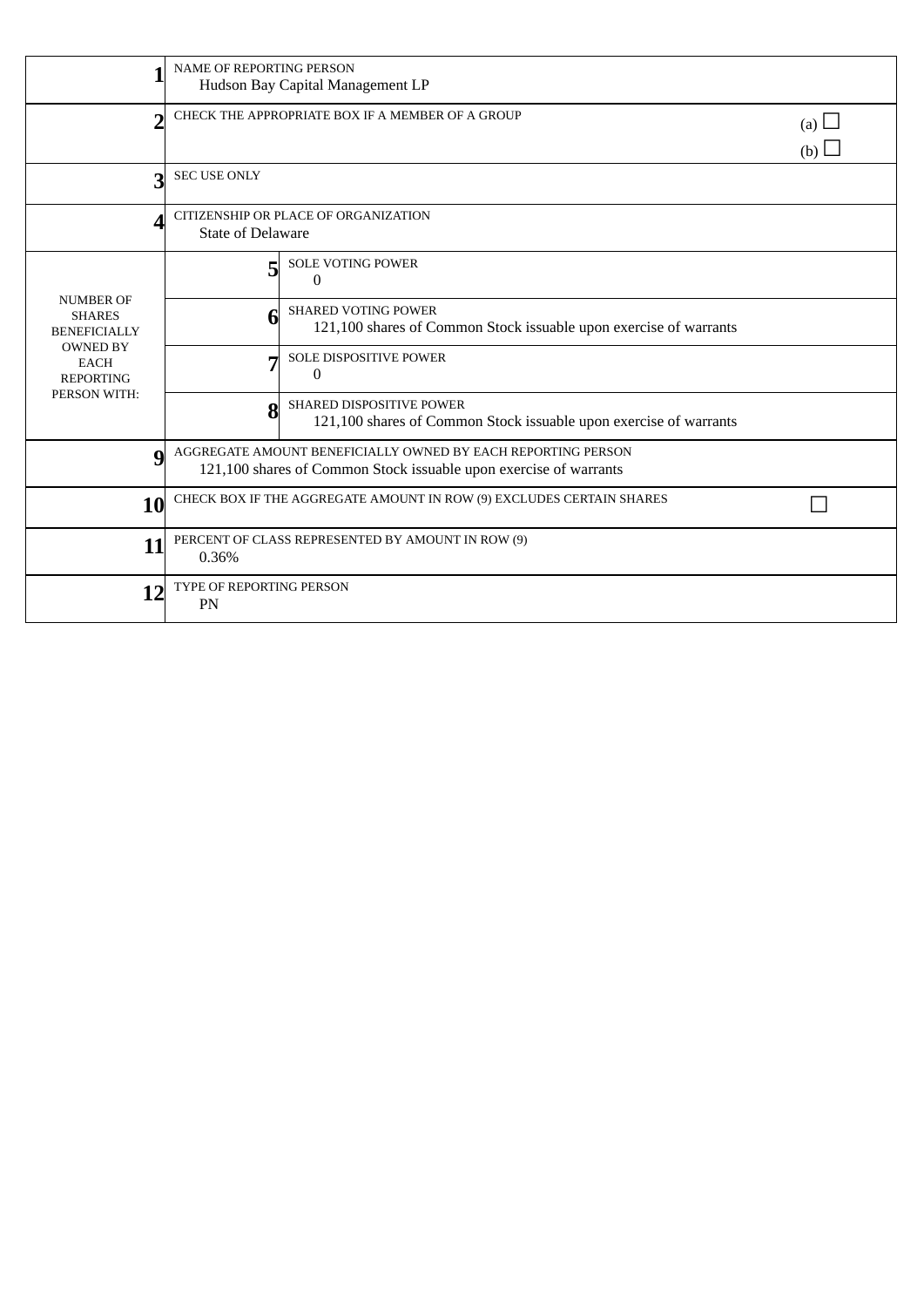| | | | |
|---|---|---|---|
| 1 | NAME OF REPORTING PERSON<br>Hudson Bay Capital Management LP | | |
| 2 | CHECK THE APPROPRIATE BOX IF A MEMBER OF A GROUP | | (a) ☐<br>(b) ☐ |
| 3 | SEC USE ONLY | | |
| 4 | CITIZENSHIP OR PLACE OF ORGANIZATION<br>State of Delaware | | |
| NUMBER OF SHARES BENEFICIALLY OWNED BY EACH REPORTING PERSON WITH: | 5 | SOLE VOTING POWER<br>0 | |
| | 6 | SHARED VOTING POWER<br>121,100 shares of Common Stock issuable upon exercise of warrants | |
| | 7 | SOLE DISPOSITIVE POWER<br>0 | |
| | 8 | SHARED DISPOSITIVE POWER<br>121,100 shares of Common Stock issuable upon exercise of warrants | |
| 9 | AGGREGATE AMOUNT BENEFICIALLY OWNED BY EACH REPORTING PERSON<br>121,100 shares of Common Stock issuable upon exercise of warrants | | |
| 10 | CHECK BOX IF THE AGGREGATE AMOUNT IN ROW (9) EXCLUDES CERTAIN SHARES | | ☐ |
| 11 | PERCENT OF CLASS REPRESENTED BY AMOUNT IN ROW (9)<br>0.36% | | |
| 12 | TYPE OF REPORTING PERSON<br>PN | | |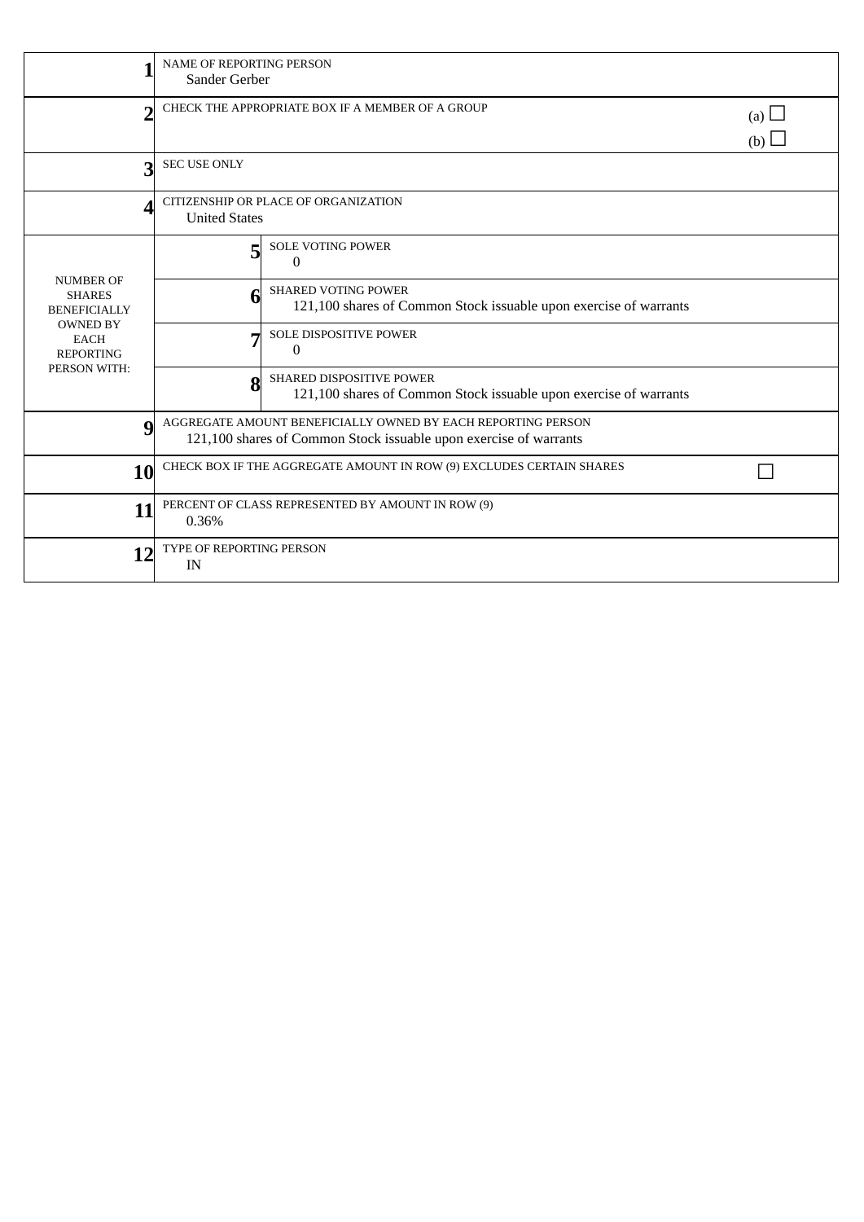| | | |
|---|---|---|
| 1 | NAME OF REPORTING PERSON<br>Sander Gerber | |
| 2 | CHECK THE APPROPRIATE BOX IF A MEMBER OF A GROUP | (a) ☐<br>(b) ☐ |
| 3 | SEC USE ONLY | |
| 4 | CITIZENSHIP OR PLACE OF ORGANIZATION<br>United States | |
| NUMBER OF SHARES BENEFICIALLY OWNED BY EACH REPORTING PERSON WITH: | 5 | SOLE VOTING POWER<br>0 |
| | 6 | SHARED VOTING POWER<br>121,100 shares of Common Stock issuable upon exercise of warrants |
| | 7 | SOLE DISPOSITIVE POWER<br>0 |
| | 8 | SHARED DISPOSITIVE POWER<br>121,100 shares of Common Stock issuable upon exercise of warrants |
| 9 | AGGREGATE AMOUNT BENEFICIALLY OWNED BY EACH REPORTING PERSON<br>121,100 shares of Common Stock issuable upon exercise of warrants | |
| 10 | CHECK BOX IF THE AGGREGATE AMOUNT IN ROW (9) EXCLUDES CERTAIN SHARES | ☐ |
| 11 | PERCENT OF CLASS REPRESENTED BY AMOUNT IN ROW (9)<br>0.36% | |
| 12 | TYPE OF REPORTING PERSON<br>IN | |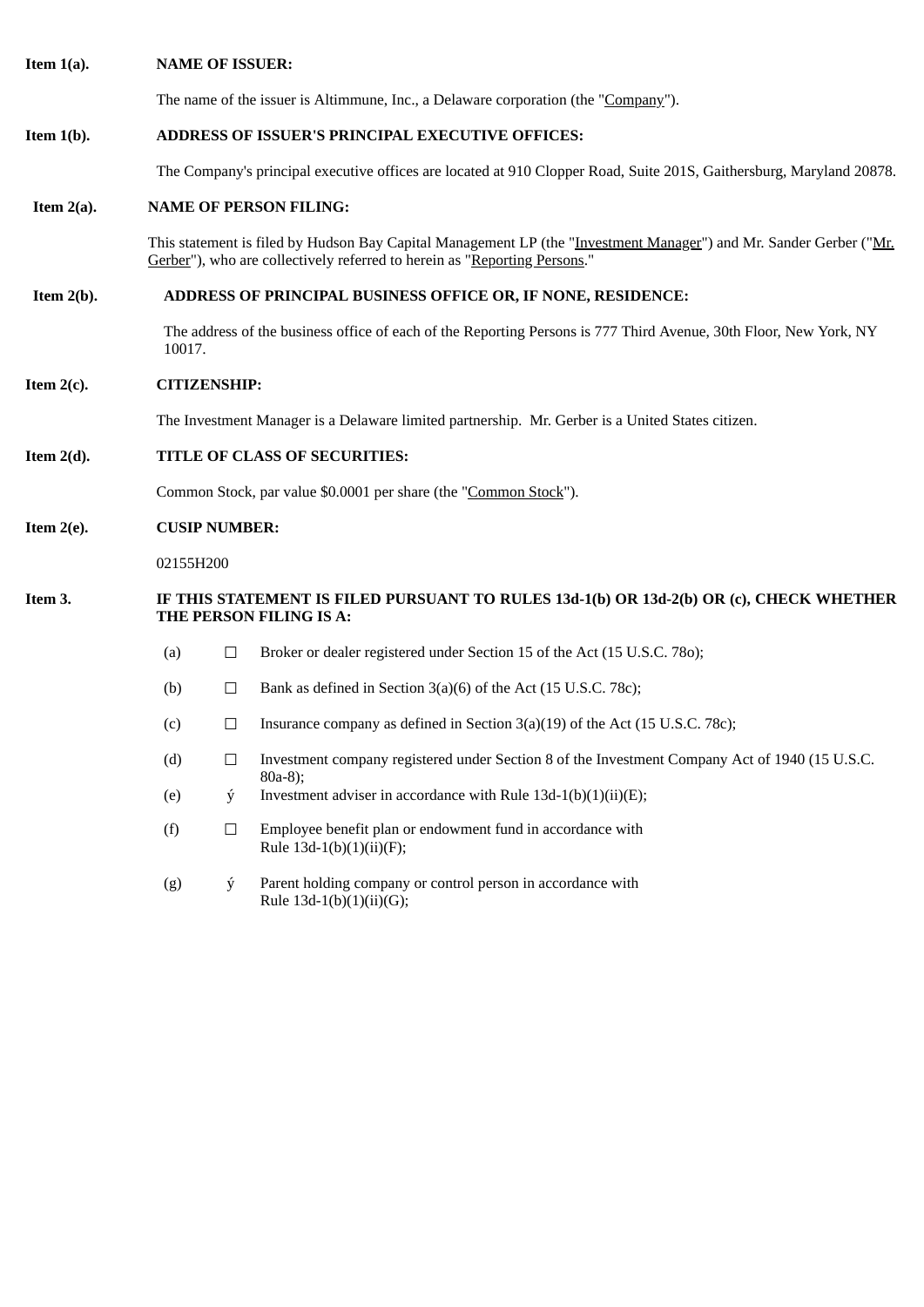**Item 1(a).** **NAME OF ISSUER:**

The name of the issuer is Altimmune, Inc., a Delaware corporation (the "Company").

**Item 1(b).** **ADDRESS OF ISSUER'S PRINCIPAL EXECUTIVE OFFICES:**

The Company's principal executive offices are located at 910 Clopper Road, Suite 201S, Gaithersburg, Maryland 20878.

**Item 2(a).** **NAME OF PERSON FILING:**

This statement is filed by Hudson Bay Capital Management LP (the "Investment Manager") and Mr. Sander Gerber ("Mr. Gerber"), who are collectively referred to herein as "Reporting Persons."

**Item 2(b).** **ADDRESS OF PRINCIPAL BUSINESS OFFICE OR, IF NONE, RESIDENCE:**

The address of the business office of each of the Reporting Persons is 777 Third Avenue, 30th Floor, New York, NY 10017.

**Item 2(c).** **CITIZENSHIP:**

The Investment Manager is a Delaware limited partnership. Mr. Gerber is a United States citizen.

**Item 2(d).** **TITLE OF CLASS OF SECURITIES:**

Common Stock, par value $0.0001 per share (the "Common Stock").

**Item 2(e).** **CUSIP NUMBER:**

02155H200

**Item 3.** **IF THIS STATEMENT IS FILED PURSUANT TO RULES 13d-1(b) OR 13d-2(b) OR (c), CHECK WHETHER THE PERSON FILING IS A:**

(a) ☐ Broker or dealer registered under Section 15 of the Act (15 U.S.C. 78o);

(b) ☐ Bank as defined in Section 3(a)(6) of the Act (15 U.S.C. 78c);

(c) ☐ Insurance company as defined in Section 3(a)(19) of the Act (15 U.S.C. 78c);

(d) ☐ Investment company registered under Section 8 of the Investment Company Act of 1940 (15 U.S.C. 80a-8);

(e) ý Investment adviser in accordance with Rule 13d-1(b)(1)(ii)(E);

(f) ☐ Employee benefit plan or endowment fund in accordance with Rule 13d-1(b)(1)(ii)(F);

(g) ý Parent holding company or control person in accordance with Rule 13d-1(b)(1)(ii)(G);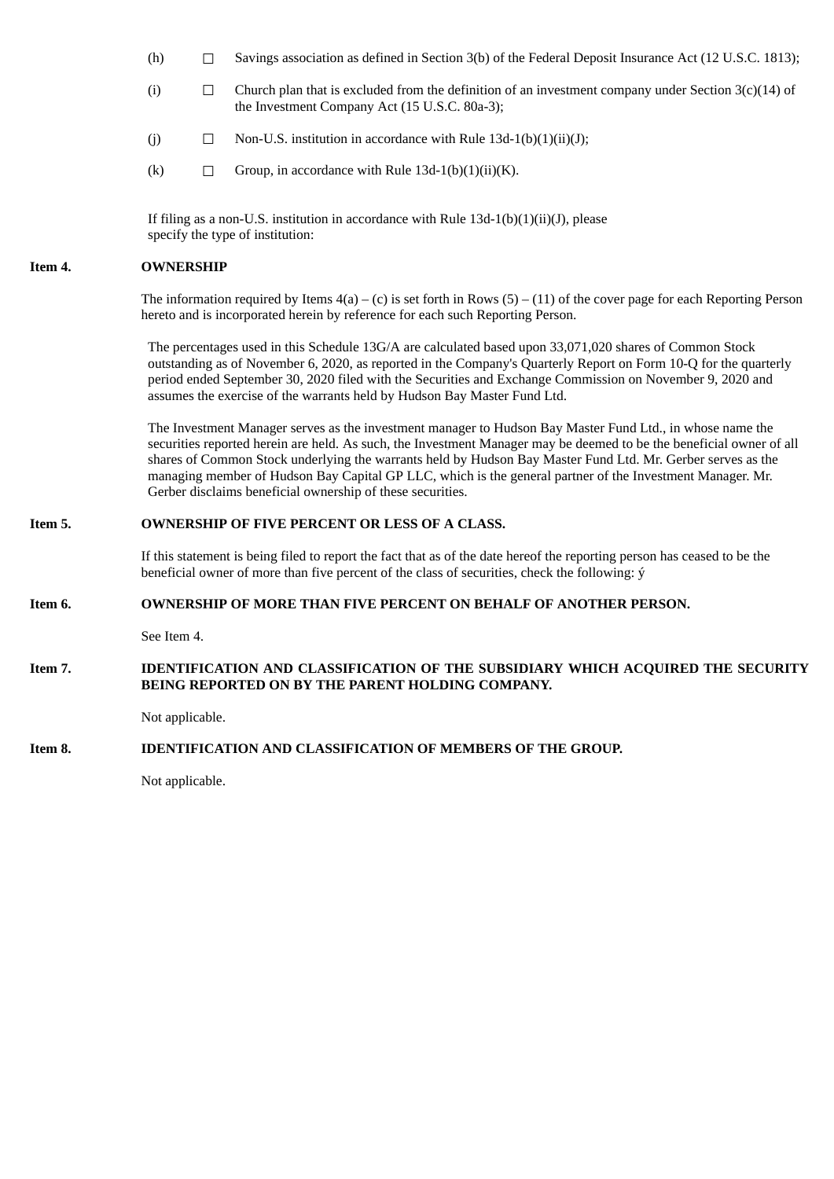(h) ☐ Savings association as defined in Section 3(b) of the Federal Deposit Insurance Act (12 U.S.C. 1813);

(i) ☐ Church plan that is excluded from the definition of an investment company under Section 3(c)(14) of the Investment Company Act (15 U.S.C. 80a-3);

(j) ☐ Non-U.S. institution in accordance with Rule 13d-1(b)(1)(ii)(J);

(k) ☐ Group, in accordance with Rule 13d-1(b)(1)(ii)(K).

If filing as a non-U.S. institution in accordance with Rule 13d-1(b)(1)(ii)(J), please specify the type of institution:

**Item 4. OWNERSHIP**

The information required by Items 4(a) – (c) is set forth in Rows (5) – (11) of the cover page for each Reporting Person hereto and is incorporated herein by reference for each such Reporting Person.

The percentages used in this Schedule 13G/A are calculated based upon 33,071,020 shares of Common Stock outstanding as of November 6, 2020, as reported in the Company's Quarterly Report on Form 10-Q for the quarterly period ended September 30, 2020 filed with the Securities and Exchange Commission on November 9, 2020 and assumes the exercise of the warrants held by Hudson Bay Master Fund Ltd.

The Investment Manager serves as the investment manager to Hudson Bay Master Fund Ltd., in whose name the securities reported herein are held. As such, the Investment Manager may be deemed to be the beneficial owner of all shares of Common Stock underlying the warrants held by Hudson Bay Master Fund Ltd. Mr. Gerber serves as the managing member of Hudson Bay Capital GP LLC, which is the general partner of the Investment Manager. Mr. Gerber disclaims beneficial ownership of these securities.

**Item 5. OWNERSHIP OF FIVE PERCENT OR LESS OF A CLASS.**

If this statement is being filed to report the fact that as of the date hereof the reporting person has ceased to be the beneficial owner of more than five percent of the class of securities, check the following: ý

**Item 6. OWNERSHIP OF MORE THAN FIVE PERCENT ON BEHALF OF ANOTHER PERSON.**

See Item 4.

**Item 7. IDENTIFICATION AND CLASSIFICATION OF THE SUBSIDIARY WHICH ACQUIRED THE SECURITY BEING REPORTED ON BY THE PARENT HOLDING COMPANY.**

Not applicable.

**Item 8. IDENTIFICATION AND CLASSIFICATION OF MEMBERS OF THE GROUP.**

Not applicable.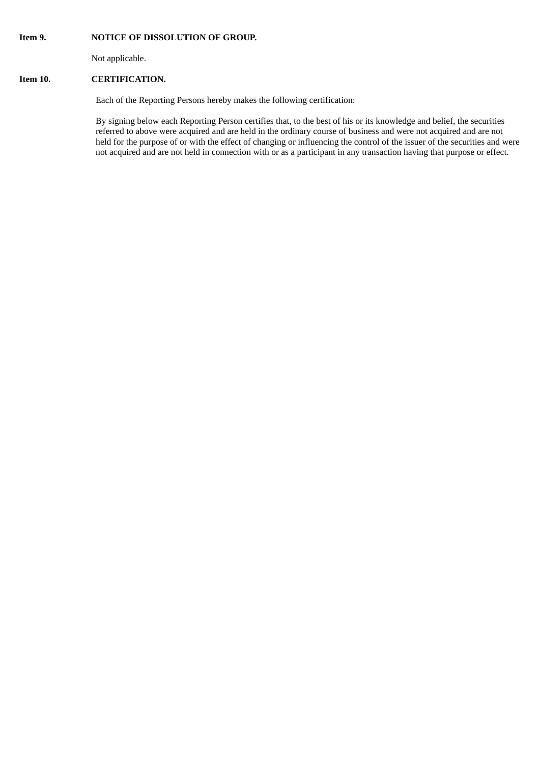**Item 9. NOTICE OF DISSOLUTION OF GROUP.**

Not applicable.

**Item 10. CERTIFICATION.**

Each of the Reporting Persons hereby makes the following certification:

By signing below each Reporting Person certifies that, to the best of his or its knowledge and belief, the securities referred to above were acquired and are held in the ordinary course of business and were not acquired and are not held for the purpose of or with the effect of changing or influencing the control of the issuer of the securities and were not acquired and are not held in connection with or as a participant in any transaction having that purpose or effect.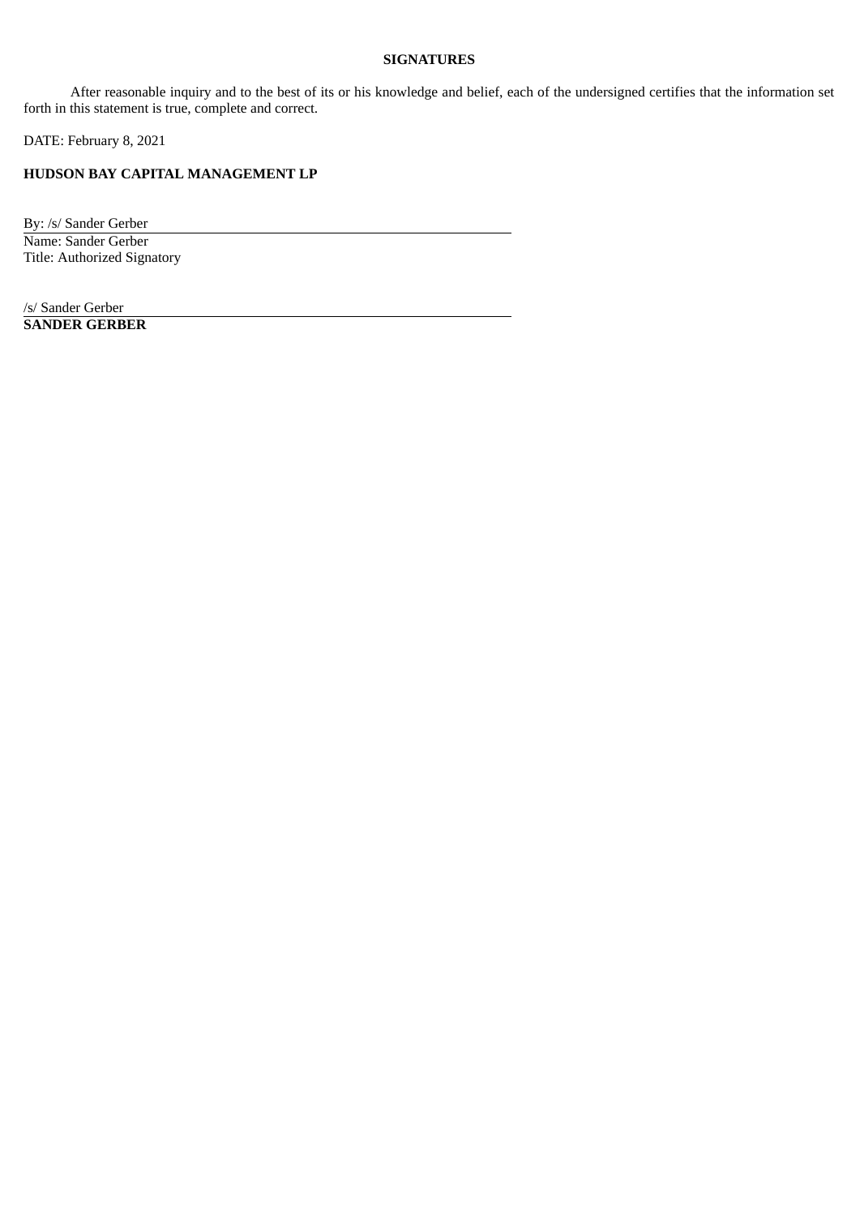**SIGNATURES**

After reasonable inquiry and to the best of its or his knowledge and belief, each of the undersigned certifies that the information set forth in this statement is true, complete and correct.

DATE: February 8, 2021

**HUDSON BAY CAPITAL MANAGEMENT LP**

By: /s/ Sander Gerber  
Name: Sander Gerber  
Title: Authorized Signatory

/s/ Sander Gerber  
**SANDER GERBER**